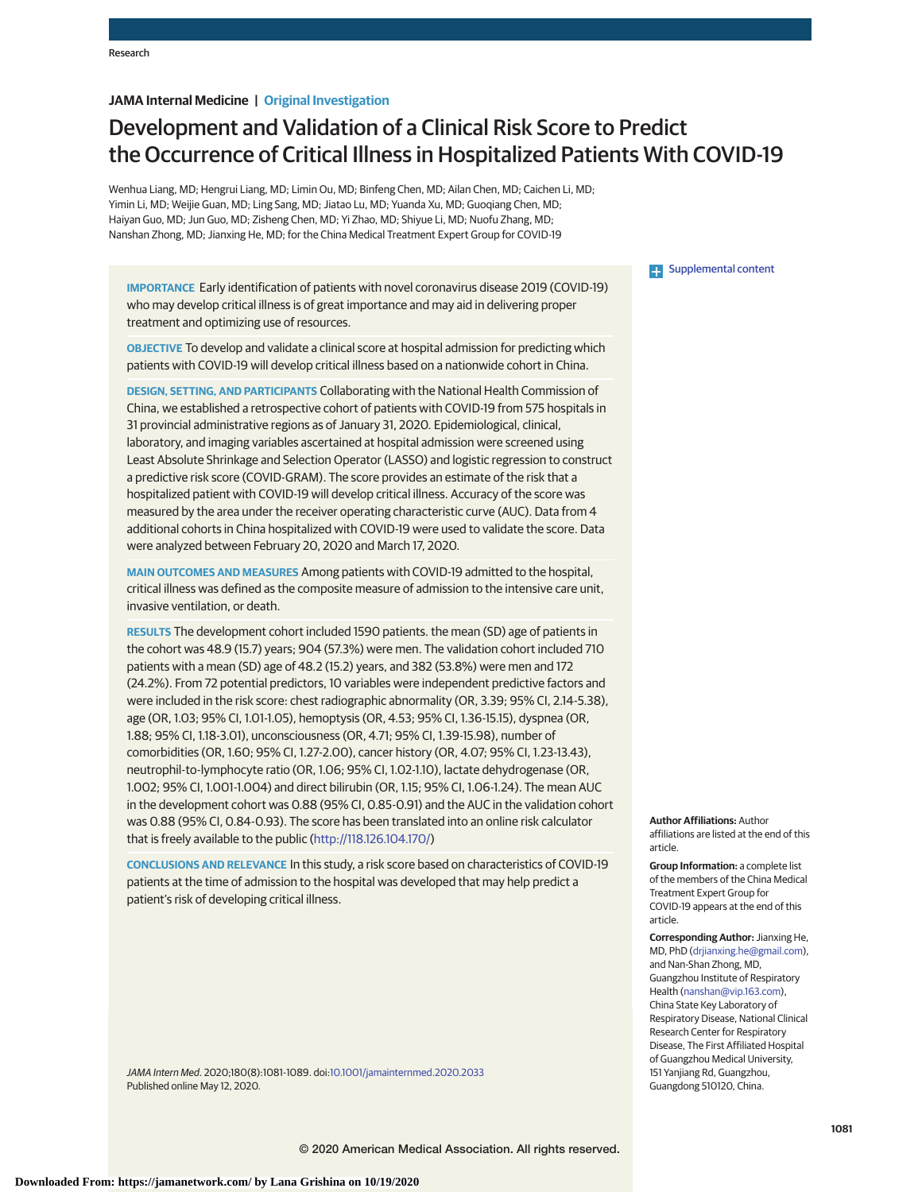JAMA Internal Medicine | Original Investigation

# Development and Validation of a Clinical Risk Score to Predict the Occurrence of Critical Illness in Hospitalized Patients With COVID-19

Wenhua Liang, MD; Hengrui Liang, MD; Limin Ou, MD; Binfeng Chen, MD; Ailan Chen, MD; Caichen Li, MD; Yimin Li, MD; Weijie Guan, MD; Ling Sang, MD; Jiatao Lu, MD; Yuanda Xu, MD; Guoqiang Chen, MD; Haiyan Guo, MD; Jun Guo, MD; Zisheng Chen, MD; Yi Zhao, MD; Shiyue Li, MD; Nuofu Zhang, MD; Nanshan Zhong, MD; Jianxing He, MD; for the China Medical Treatment Expert Group for COVID-19

**IMPORTANCE** Early identification of patients with novel coronavirus disease 2019 (COVID-19) who may develop critical illness is of great importance and may aid in delivering proper treatment and optimizing use of resources.

**OBJECTIVE** To develop and validate a clinical score at hospital admission for predicting which patients with COVID-19 will develop critical illness based on a nationwide cohort in China.

**DESIGN, SETTING, AND PARTICIPANTS** Collaborating with the National Health Commission of China, we established a retrospective cohort of patients with COVID-19 from 575 hospitals in 31 provincial administrative regions as of January 31, 2020. Epidemiological, clinical, laboratory, and imaging variables ascertained at hospital admission were screened using Least Absolute Shrinkage and Selection Operator (LASSO) and logistic regression to construct a predictive risk score (COVID-GRAM). The score provides an estimate of the risk that a hospitalized patient with COVID-19 will develop critical illness. Accuracy of the score was measured by the area under the receiver operating characteristic curve (AUC). Data from 4 additional cohorts in China hospitalized with COVID-19 were used to validate the score. Data were analyzed between February 20, 2020 and March 17, 2020.

**MAIN OUTCOMES AND MEASURES** Among patients with COVID-19 admitted to the hospital, critical illness was defined as the composite measure of admission to the intensive care unit, invasive ventilation, or death.

**RESULTS** The development cohort included 1590 patients. the mean (SD) age of patients in the cohort was 48.9 (15.7) years; 904 (57.3%) were men. The validation cohort included 710 patients with a mean (SD) age of 48.2 (15.2) years, and 382 (53.8%) were men and 172 (24.2%). From 72 potential predictors, 10 variables were independent predictive factors and were included in the risk score: chest radiographic abnormality (OR, 3.39; 95% CI, 2.14-5.38), age (OR, 1.03; 95% CI, 1.01-1.05), hemoptysis (OR, 4.53; 95% CI, 1.36-15.15), dyspnea (OR, 1.88; 95% CI, 1.18-3.01), unconsciousness (OR, 4.71; 95% CI, 1.39-15.98), number of comorbidities (OR, 1.60; 95% CI, 1.27-2.00), cancer history (OR, 4.07; 95% CI, 1.23-13.43), neutrophil-to-lymphocyte ratio (OR, 1.06; 95% CI, 1.02-1.10), lactate dehydrogenase (OR, 1.002; 95% CI, 1.001-1.004) and direct bilirubin (OR, 1.15; 95% CI, 1.06-1.24). The mean AUC in the development cohort was 0.88 (95% CI, 0.85-0.91) and the AUC in the validation cohort was 0.88 (95% CI, 0.84-0.93). The score has been translated into an online risk calculator that is freely available to the public (http://118.126.104.170/)

**CONCLUSIONS AND RELEVANCE** In this study, a risk score based on characteristics of COVID-19 patients at the time of admission to the hospital was developed that may help predict a patient's risk of developing critical illness.

*JAMA Intern Med*. 2020;180(8):1081-1089. doi:10.1001/jamainternmed.2020.2033
Published online May 12, 2020.

Supplemental content

**Author Affiliations:** Author affiliations are listed at the end of this article.

**Group Information:** a complete list of the members of the China Medical Treatment Expert Group for COVID-19 appears at the end of this article.

**Corresponding Author:** Jianxing He, MD, PhD (drjianxing.he@gmail.com), and Nan-Shan Zhong, MD, Guangzhou Institute of Respiratory Health (nanshan@vip.163.com), China State Key Laboratory of Respiratory Disease, National Clinical Research Center for Respiratory Disease, The First Affiliated Hospital of Guangzhou Medical University, 151 Yanjiang Rd, Guangzhou, Guangdong 510120, China.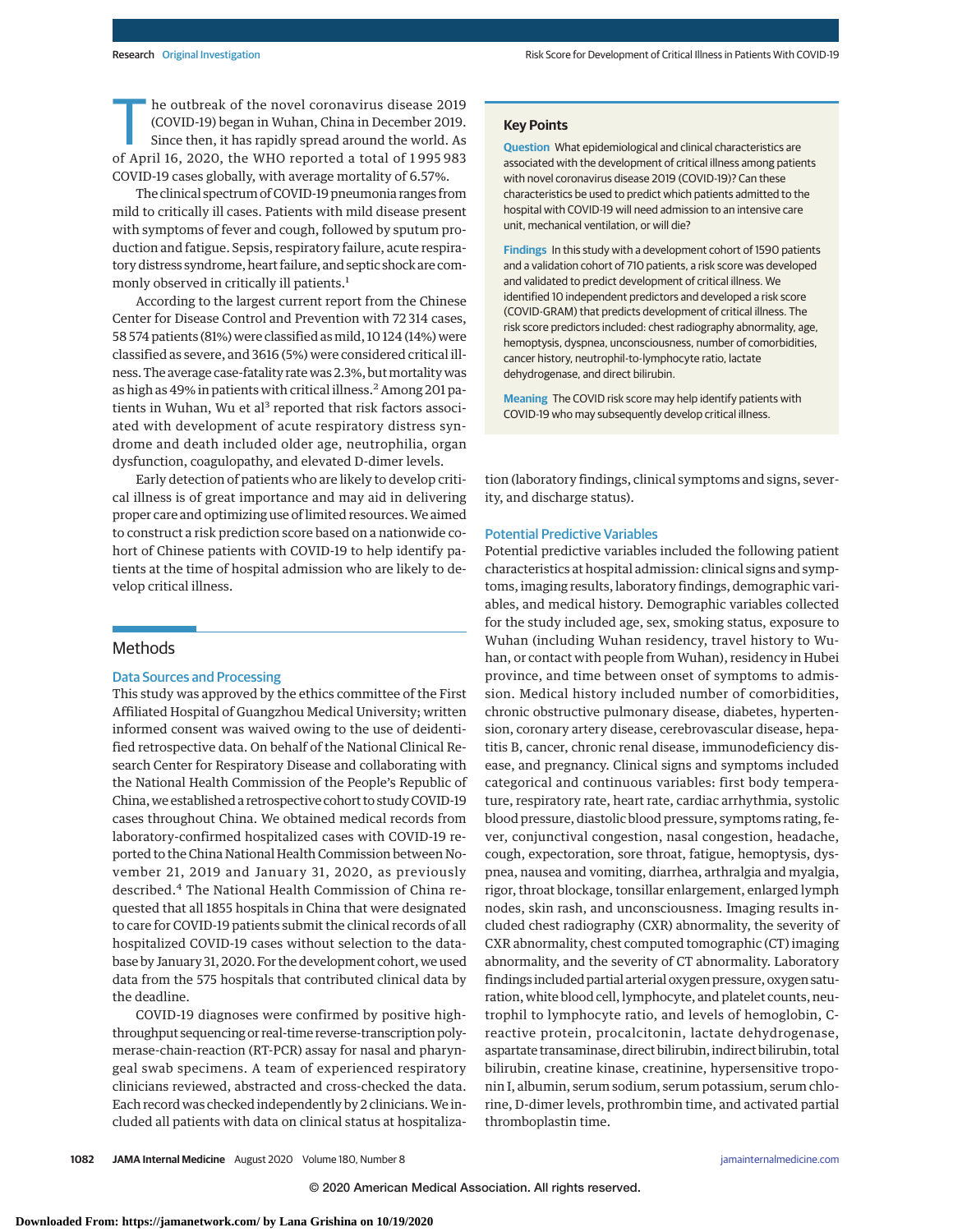The outbreak of the novel coronavirus disease 2019 (COVID-19) began in Wuhan, China in December 2019. Since then, it has rapidly spread around the world. As of April 16, 2020, the WHO reported a total of 1 995 983 COVID-19 cases globally, with average mortality of 6.57%.

The clinical spectrum of COVID-19 pneumonia ranges from mild to critically ill cases. Patients with mild disease present with symptoms of fever and cough, followed by sputum production and fatigue. Sepsis, respiratory failure, acute respiratory distress syndrome, heart failure, and septic shock are commonly observed in critically ill patients.[1]

According to the largest current report from the Chinese Center for Disease Control and Prevention with 72 314 cases, 58 574 patients (81%) were classified as mild, 10 124 (14%) were classified as severe, and 3616 (5%) were considered critical illness. The average case-fatality rate was 2.3%, but mortality was as high as 49% in patients with critical illness.[2] Among 201 patients in Wuhan, Wu et al[3] reported that risk factors associated with development of acute respiratory distress syndrome and death included older age, neutrophilia, organ dysfunction, coagulopathy, and elevated D-dimer levels.

Early detection of patients who are likely to develop critical illness is of great importance and may aid in delivering proper care and optimizing use of limited resources. We aimed to construct a risk prediction score based on a nationwide cohort of Chinese patients with COVID-19 to help identify patients at the time of hospital admission who are likely to develop critical illness.

> **Key Points**
>
> **Question** What epidemiological and clinical characteristics are associated with the development of critical illness among patients with novel coronavirus disease 2019 (COVID-19)? Can these characteristics be used to predict which patients admitted to the hospital with COVID-19 will need admission to an intensive care unit, mechanical ventilation, or will die?
>
> **Findings** In this study with a development cohort of 1590 patients and a validation cohort of 710 patients, a risk score was developed and validated to predict development of critical illness. We identified 10 independent predictors and developed a risk score (COVID-GRAM) that predicts development of critical illness. The risk score predictors included: chest radiography abnormality, age, hemoptysis, dyspnea, unconsciousness, number of comorbidities, cancer history, neutrophil-to-lymphocyte ratio, lactate dehydrogenase, and direct bilirubin.
>
> **Meaning** The COVID risk score may help identify patients with COVID-19 who may subsequently develop critical illness.

## Methods

### Data Sources and Processing

This study was approved by the ethics committee of the First Affiliated Hospital of Guangzhou Medical University; written informed consent was waived owing to the use of deidentified retrospective data. On behalf of the National Clinical Research Center for Respiratory Disease and collaborating with the National Health Commission of the People's Republic of China, we established a retrospective cohort to study COVID-19 cases throughout China. We obtained medical records from laboratory-confirmed hospitalized cases with COVID-19 reported to the China National Health Commission between November 21, 2019 and January 31, 2020, as previously described.[4] The National Health Commission of China requested that all 1855 hospitals in China that were designated to care for COVID-19 patients submit the clinical records of all hospitalized COVID-19 cases without selection to the database by January 31, 2020. For the development cohort, we used data from the 575 hospitals that contributed clinical data by the deadline.

COVID-19 diagnoses were confirmed by positive high-throughput sequencing or real-time reverse-transcription polymerase-chain-reaction (RT-PCR) assay for nasal and pharyngeal swab specimens. A team of experienced respiratory clinicians reviewed, abstracted and cross-checked the data. Each record was checked independently by 2 clinicians. We included all patients with data on clinical status at hospitalization (laboratory findings, clinical symptoms and signs, severity, and discharge status).

### Potential Predictive Variables

Potential predictive variables included the following patient characteristics at hospital admission: clinical signs and symptoms, imaging results, laboratory findings, demographic variables, and medical history. Demographic variables collected for the study included age, sex, smoking status, exposure to Wuhan (including Wuhan residency, travel history to Wuhan, or contact with people from Wuhan), residency in Hubei province, and time between onset of symptoms to admission. Medical history included number of comorbidities, chronic obstructive pulmonary disease, diabetes, hypertension, coronary artery disease, cerebrovascular disease, hepatitis B, cancer, chronic renal disease, immunodeficiency disease, and pregnancy. Clinical signs and symptoms included categorical and continuous variables: first body temperature, respiratory rate, heart rate, cardiac arrhythmia, systolic blood pressure, diastolic blood pressure, symptoms rating, fever, conjunctival congestion, nasal congestion, headache, cough, sore throat, fatigue, hemoptysis, dyspnea, nausea and vomiting, diarrhea, arthralgia and myalgia, rigor, throat blockage, tonsillar enlargement, enlarged lymph nodes, skin rash, and unconsciousness. Imaging results included chest radiography (CXR) abnormality, the severity of CXR abnormality, chest computed tomographic (CT) imaging abnormality, and the severity of CT abnormality. Laboratory findings included partial arterial oxygen pressure, oxygen saturation, white blood cell, lymphocyte, and platelet counts, neutrophil to lymphocyte ratio, and levels of hemoglobin, C-reactive protein, procalcitonin, lactate dehydrogenase, aspartate transaminase, direct bilirubin, indirect bilirubin, total bilirubin, creatine kinase, creatinine, hypersensitive troponin I, albumin, serum sodium, serum potassium, serum chlorine, D-dimer levels, prothrombin time, and activated partial thromboplastin time.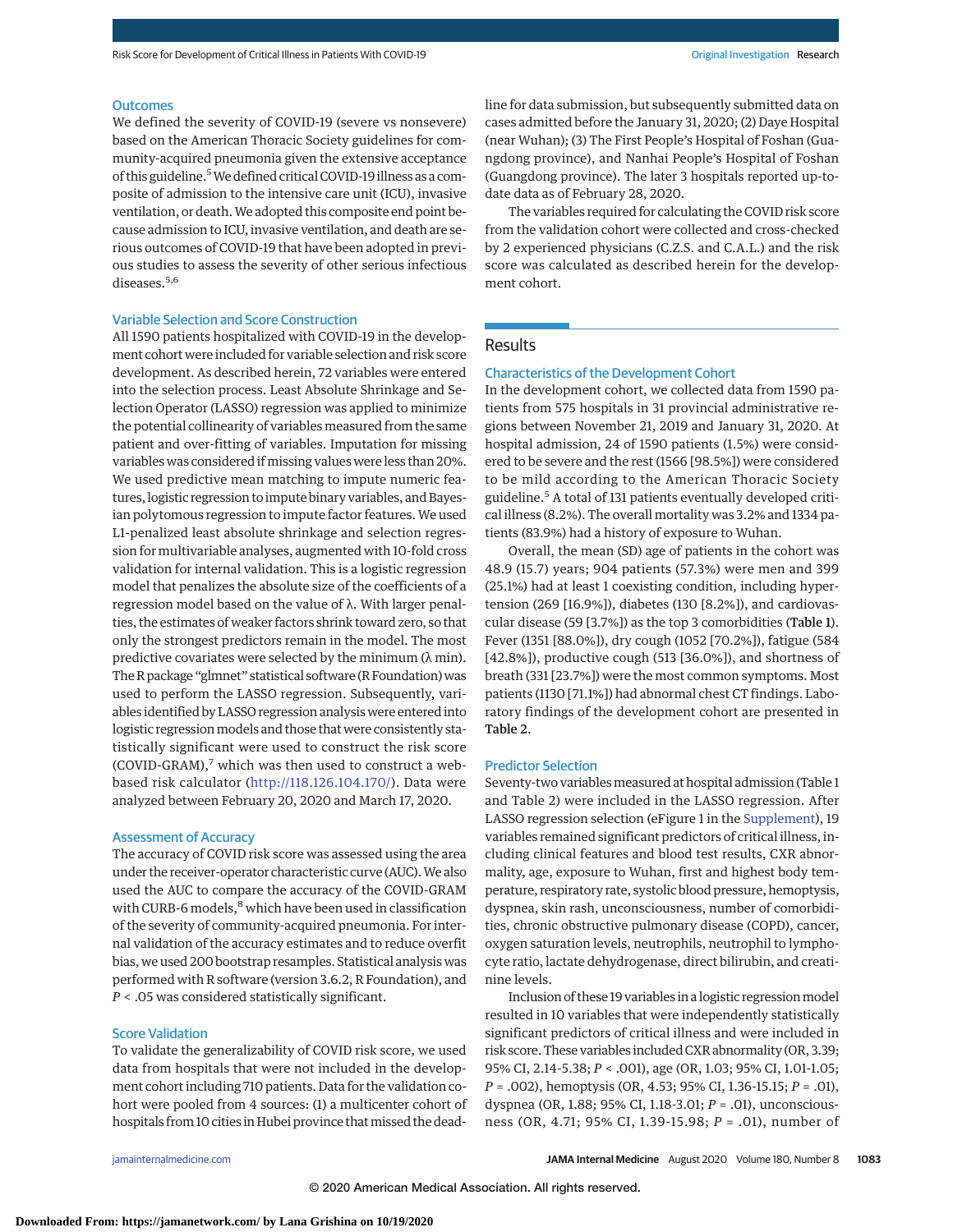### Outcomes

We defined the severity of COVID-19 (severe vs nonsevere) based on the American Thoracic Society guidelines for community-acquired pneumonia given the extensive acceptance of this guideline.[5] We defined critical COVID-19 illness as a composite of admission to the intensive care unit (ICU), invasive ventilation, or death. We adopted this composite end point because admission to ICU, invasive ventilation, and death are serious outcomes of COVID-19 that have been adopted in previous studies to assess the severity of other serious infectious diseases.[5,6]

### Variable Selection and Score Construction

All 1590 patients hospitalized with COVID-19 in the development cohort were included for variable selection and risk score development. As described herein, 72 variables were entered into the selection process. Least Absolute Shrinkage and Selection Operator (LASSO) regression was applied to minimize the potential collinearity of variables measured from the same patient and over-fitting of variables. Imputation for missing variables was considered if missing values were less than 20%. We used predictive mean matching to impute numeric features, logistic regression to impute binary variables, and Bayesian polytomous regression to impute factor features. We used L1-penalized least absolute shrinkage and selection regression for multivariable analyses, augmented with 10-fold cross validation for internal validation. This is a logistic regression model that penalizes the absolute size of the coefficients of a regression model based on the value of λ. With larger penalties, the estimates of weaker factors shrink toward zero, so that only the strongest predictors remain in the model. The most predictive covariates were selected by the minimum (λ min). The R package "glmnet" statistical software (R Foundation) was used to perform the LASSO regression. Subsequently, variables identified by LASSO regression analysis were entered into logistic regression models and those that were consistently statistically significant were used to construct the risk score (COVID-GRAM),[7] which was then used to construct a web-based risk calculator (http://118.126.104.170/). Data were analyzed between February 20, 2020 and March 17, 2020.

### Assessment of Accuracy

The accuracy of COVID risk score was assessed using the area under the receiver-operator characteristic curve (AUC). We also used the AUC to compare the accuracy of the COVID-GRAM with CURB-6 models,[8] which have been used in classification of the severity of community-acquired pneumonia. For internal validation of the accuracy estimates and to reduce overfit bias, we used 200 bootstrap resamples. Statistical analysis was performed with R software (version 3.6.2, R Foundation), and *P* < .05 was considered statistically significant.

### Score Validation

To validate the generalizability of COVID risk score, we used data from hospitals that were not included in the development cohort including 710 patients. Data for the validation cohort were pooled from 4 sources: (1) a multicenter cohort of hospitals from 10 cities in Hubei province that missed the deadline for data submission, but subsequently submitted data on cases admitted before the January 31, 2020; (2) Daye Hospital (near Wuhan); (3) The First People's Hospital of Foshan (Guangdong province), and Nanhai People's Hospital of Foshan (Guangdong province). The later 3 hospitals reported up-to-date data as of February 28, 2020.

The variables required for calculating the COVID risk score from the validation cohort were collected and cross-checked by 2 experienced physicians (C.Z.S. and C.A.L.) and the risk score was calculated as described herein for the development cohort.

## Results

### Characteristics of the Development Cohort

In the development cohort, we collected data from 1590 patients from 575 hospitals in 31 provincial administrative regions between November 21, 2019 and January 31, 2020. At hospital admission, 24 of 1590 patients (1.5%) were considered to be severe and the rest (1566 [98.5%]) were considered to be mild according to the American Thoracic Society guideline.[5] A total of 131 patients eventually developed critical illness (8.2%). The overall mortality was 3.2% and 1334 patients (83.9%) had a history of exposure to Wuhan.

Overall, the mean (SD) age of patients in the cohort was 48.9 (15.7) years; 904 patients (57.3%) were men and 399 (25.1%) had at least 1 coexisting condition, including hypertension (269 [16.9%]), diabetes (130 [8.2%]), and cardiovascular disease (59 [3.7%]) as the top 3 comorbidities (**Table 1**). Fever (1351 [88.0%]), dry cough (1052 [70.2%]), fatigue (584 [42.8%]), productive cough (513 [36.0%]), and shortness of breath (331 [23.7%]) were the most common symptoms. Most patients (1130 [71.1%]) had abnormal chest CT findings. Laboratory findings of the development cohort are presented in **Table 2**.

### Predictor Selection

Seventy-two variables measured at hospital admission (Table 1 and Table 2) were included in the LASSO regression. After LASSO regression selection (eFigure 1 in the Supplement), 19 variables remained significant predictors of critical illness, including clinical features and blood test results, CXR abnormality, age, exposure to Wuhan, first and highest body temperature, respiratory rate, systolic blood pressure, hemoptysis, dyspnea, skin rash, unconsciousness, number of comorbidities, chronic obstructive pulmonary disease (COPD), cancer, oxygen saturation levels, neutrophils, neutrophil to lymphocyte ratio, lactate dehydrogenase, direct bilirubin, and creatinine levels.

Inclusion of these 19 variables in a logistic regression model resulted in 10 variables that were independently statistically significant predictors of critical illness and were included in risk score. These variables included CXR abnormality (OR, 3.39; 95% CI, 2.14-5.38; *P* < .001), age (OR, 1.03; 95% CI, 1.01-1.05; *P* = .002), hemoptysis (OR, 4.53; 95% CI, 1.36-15.15; *P* = .01), dyspnea (OR, 1.88; 95% CI, 1.18-3.01; *P* = .01), unconsciousness (OR, 4.71; 95% CI, 1.39-15.98; *P* = .01), number of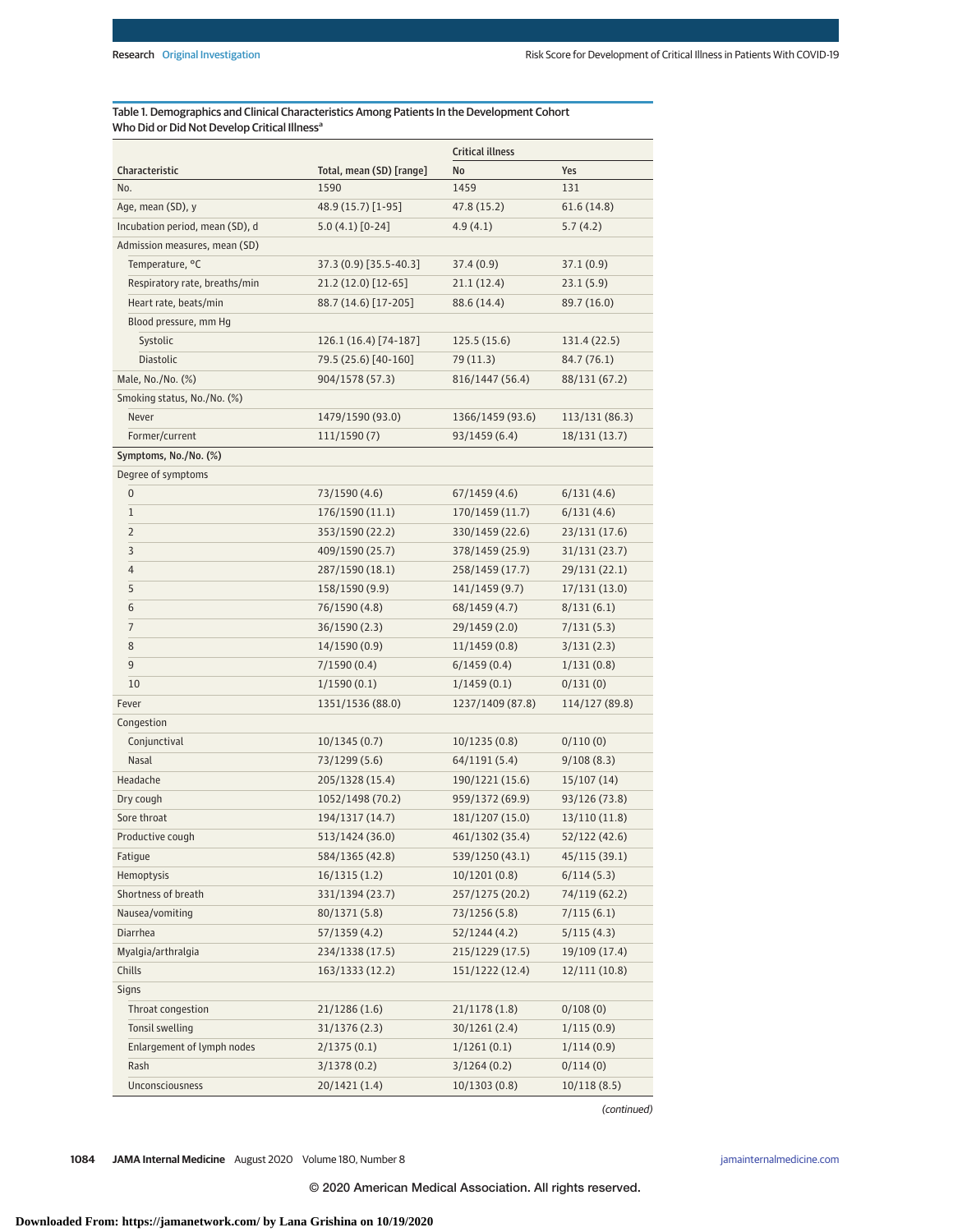Table 1. Demographics and Clinical Characteristics Among Patients In the Development Cohort Who Did or Did Not Develop Critical Illness[a]

| Characteristic | Total, mean (SD) [range] | Critical illness | |
|---|---|---|---|
| | | No | Yes |
| No. | 1590 | 1459 | 131 |
| Age, mean (SD), y | 48.9 (15.7) [1-95] | 47.8 (15.2) | 61.6 (14.8) |
| Incubation period, mean (SD), d | 5.0 (4.1) [0-24] | 4.9 (4.1) | 5.7 (4.2) |
| Admission measures, mean (SD) | | | |
| Temperature, °C | 37.3 (0.9) [35.5-40.3] | 37.4 (0.9) | 37.1 (0.9) |
| Respiratory rate, breaths/min | 21.2 (12.0) [12-65] | 21.1 (12.4) | 23.1 (5.9) |
| Heart rate, beats/min | 88.7 (14.6) [17-205] | 88.6 (14.4) | 89.7 (16.0) |
| Blood pressure, mm Hg | | | |
| Systolic | 126.1 (16.4) [74-187] | 125.5 (15.6) | 131.4 (22.5) |
| Diastolic | 79.5 (25.6) [40-160] | 79 (11.3) | 84.7 (76.1) |
| Male, No./No. (%) | 904/1578 (57.3) | 816/1447 (56.4) | 88/131 (67.2) |
| Smoking status, No./No. (%) | | | |
| Never | 1479/1590 (93.0) | 1366/1459 (93.6) | 113/131 (86.3) |
| Former/current | 111/1590 (7) | 93/1459 (6.4) | 18/131 (13.7) |
| **Symptoms, No./No. (%)** | | | |
| Degree of symptoms | | | |
| 0 | 73/1590 (4.6) | 67/1459 (4.6) | 6/131 (4.6) |
| 1 | 176/1590 (11.1) | 170/1459 (11.7) | 6/131 (4.6) |
| 2 | 353/1590 (22.2) | 330/1459 (22.6) | 23/131 (17.6) |
| 3 | 409/1590 (25.7) | 378/1459 (25.9) | 31/131 (23.7) |
| 4 | 287/1590 (18.1) | 258/1459 (17.7) | 29/131 (22.1) |
| 5 | 158/1590 (9.9) | 141/1459 (9.7) | 17/131 (13.0) |
| 6 | 76/1590 (4.8) | 68/1459 (4.7) | 8/131 (6.1) |
| 7 | 36/1590 (2.3) | 29/1459 (2.0) | 7/131 (5.3) |
| 8 | 14/1590 (0.9) | 11/1459 (0.8) | 3/131 (2.3) |
| 9 | 7/1590 (0.4) | 6/1459 (0.4) | 1/131 (0.8) |
| 10 | 1/1590 (0.1) | 1/1459 (0.1) | 0/131 (0) |
| Fever | 1351/1536 (88.0) | 1237/1409 (87.8) | 114/127 (89.8) |
| Congestion | | | |
| Conjunctival | 10/1345 (0.7) | 10/1235 (0.8) | 0/110 (0) |
| Nasal | 73/1299 (5.6) | 64/1191 (5.4) | 9/108 (8.3) |
| Headache | 205/1328 (15.4) | 190/1221 (15.6) | 15/107 (14) |
| Dry cough | 1052/1498 (70.2) | 959/1372 (69.9) | 93/126 (73.8) |
| Sore throat | 194/1317 (14.7) | 181/1207 (15.0) | 13/110 (11.8) |
| Productive cough | 513/1424 (36.0) | 461/1302 (35.4) | 52/122 (42.6) |
| Fatigue | 584/1365 (42.8) | 539/1250 (43.1) | 45/115 (39.1) |
| Hemoptysis | 16/1315 (1.2) | 10/1201 (0.8) | 6/114 (5.3) |
| Shortness of breath | 331/1394 (23.7) | 257/1275 (20.2) | 74/119 (62.2) |
| Nausea/vomiting | 80/1371 (5.8) | 73/1256 (5.8) | 7/115 (6.1) |
| Diarrhea | 57/1359 (4.2) | 52/1244 (4.2) | 5/115 (4.3) |
| Myalgia/arthralgia | 234/1338 (17.5) | 215/1229 (17.5) | 19/109 (17.4) |
| Chills | 163/1333 (12.2) | 151/1222 (12.4) | 12/111 (10.8) |
| Signs | | | |
| Throat congestion | 21/1286 (1.6) | 21/1178 (1.8) | 0/108 (0) |
| Tonsil swelling | 31/1376 (2.3) | 30/1261 (2.4) | 1/115 (0.9) |
| Enlargement of lymph nodes | 2/1375 (0.1) | 1/1261 (0.1) | 1/114 (0.9) |
| Rash | 3/1378 (0.2) | 3/1264 (0.2) | 0/114 (0) |
| Unconsciousness | 20/1421 (1.4) | 10/1303 (0.8) | 10/118 (8.5) |

*(continued)*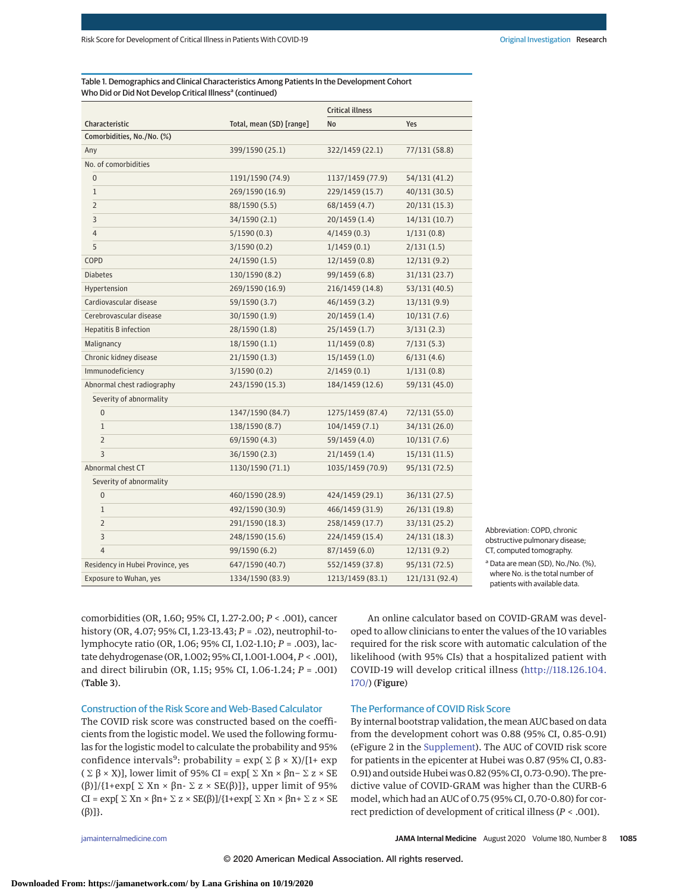Table 1. Demographics and Clinical Characteristics Among Patients In the Development Cohort Who Did or Did Not Develop Critical Illness[a] (continued)

| Characteristic | Total, mean (SD) [range] | Critical illness | |
|---|---|---|---|
| | | No | Yes |
| Comorbidities, No./No. (%) | | | |
| Any | 399/1590 (25.1) | 322/1459 (22.1) | 77/131 (58.8) |
| No. of comorbidities | | | |
| 0 | 1191/1590 (74.9) | 1137/1459 (77.9) | 54/131 (41.2) |
| 1 | 269/1590 (16.9) | 229/1459 (15.7) | 40/131 (30.5) |
| 2 | 88/1590 (5.5) | 68/1459 (4.7) | 20/131 (15.3) |
| 3 | 34/1590 (2.1) | 20/1459 (1.4) | 14/131 (10.7) |
| 4 | 5/1590 (0.3) | 4/1459 (0.3) | 1/131 (0.8) |
| 5 | 3/1590 (0.2) | 1/1459 (0.1) | 2/131 (1.5) |
| COPD | 24/1590 (1.5) | 12/1459 (0.8) | 12/131 (9.2) |
| Diabetes | 130/1590 (8.2) | 99/1459 (6.8) | 31/131 (23.7) |
| Hypertension | 269/1590 (16.9) | 216/1459 (14.8) | 53/131 (40.5) |
| Cardiovascular disease | 59/1590 (3.7) | 46/1459 (3.2) | 13/131 (9.9) |
| Cerebrovascular disease | 30/1590 (1.9) | 20/1459 (1.4) | 10/131 (7.6) |
| Hepatitis B infection | 28/1590 (1.8) | 25/1459 (1.7) | 3/131 (2.3) |
| Malignancy | 18/1590 (1.1) | 11/1459 (0.8) | 7/131 (5.3) |
| Chronic kidney disease | 21/1590 (1.3) | 15/1459 (1.0) | 6/131 (4.6) |
| Immunodeficiency | 3/1590 (0.2) | 2/1459 (0.1) | 1/131 (0.8) |
| Abnormal chest radiography | 243/1590 (15.3) | 184/1459 (12.6) | 59/131 (45.0) |
| Severity of abnormality | | | |
| 0 | 1347/1590 (84.7) | 1275/1459 (87.4) | 72/131 (55.0) |
| 1 | 138/1590 (8.7) | 104/1459 (7.1) | 34/131 (26.0) |
| 2 | 69/1590 (4.3) | 59/1459 (4.0) | 10/131 (7.6) |
| 3 | 36/1590 (2.3) | 21/1459 (1.4) | 15/131 (11.5) |
| Abnormal chest CT | 1130/1590 (71.1) | 1035/1459 (70.9) | 95/131 (72.5) |
| Severity of abnormality | | | |
| 0 | 460/1590 (28.9) | 424/1459 (29.1) | 36/131 (27.5) |
| 1 | 492/1590 (30.9) | 466/1459 (31.9) | 26/131 (19.8) |
| 2 | 291/1590 (18.3) | 258/1459 (17.7) | 33/131 (25.2) |
| 3 | 248/1590 (15.6) | 224/1459 (15.4) | 24/131 (18.3) |
| 4 | 99/1590 (6.2) | 87/1459 (6.0) | 12/131 (9.2) |
| Residency in Hubei Province, yes | 647/1590 (40.7) | 552/1459 (37.8) | 95/131 (72.5) |
| Exposure to Wuhan, yes | 1334/1590 (83.9) | 1213/1459 (83.1) | 121/131 (92.4) |

Abbreviation: COPD, chronic obstructive pulmonary disease; CT, computed tomography.

[a] Data are mean (SD), No./No. (%), where No. is the total number of patients with available data.

comorbidities (OR, 1.60; 95% CI, 1.27-2.00; $P < .001$), cancer history (OR, 4.07; 95% CI, 1.23-13.43; $P = .02$), neutrophil-to-lymphocyte ratio (OR, 1.06; 95% CI, 1.02-1.10; $P = .003$), lactate dehydrogenase (OR, 1.002; 95% CI, 1.001-1.004, $P < .001$), and direct bilirubin (OR, 1.15; 95% CI, 1.06-1.24; $P = .001$) (Table 3).

## Construction of the Risk Score and Web-Based Calculator

The COVID risk score was constructed based on the coefficients from the logistic model. We used the following formulas for the logistic model to calculate the probability and 95% confidence intervals[9]: probability = $\exp(\sum \beta \times X)/[1+\exp(\sum \beta \times X)]$, lower limit of 95% CI = $\exp[\sum Xn \times \beta n - \sum z \times SE(\beta)]/\{1+\exp[\sum Xn \times \beta n - \sum z \times SE(\beta)]\}$, upper limit of 95% CI = $\exp[\sum Xn \times \beta n + \sum z \times SE(\beta)]/\{1+\exp[\sum Xn \times \beta n + \sum z \times SE(\beta)]\}$.

An online calculator based on COVID-GRAM was developed to allow clinicians to enter the values of the 10 variables required for the risk score with automatic calculation of the likelihood (with 95% CIs) that a hospitalized patient with COVID-19 will develop critical illness (http://118.126.104.170/) (Figure)

## The Performance of COVID Risk Score

By internal bootstrap validation, the mean AUC based on data from the development cohort was 0.88 (95% CI, 0.85-0.91) (eFigure 2 in the Supplement). The AUC of COVID risk score for patients in the epicenter at Hubei was 0.87 (95% CI, 0.83-0.91) and outside Hubei was 0.82 (95% CI, 0.73-0.90). The predictive value of COVID-GRAM was higher than the CURB-6 model, which had an AUC of 0.75 (95% CI, 0.70-0.80) for correct prediction of development of critical illness ($P < .001$).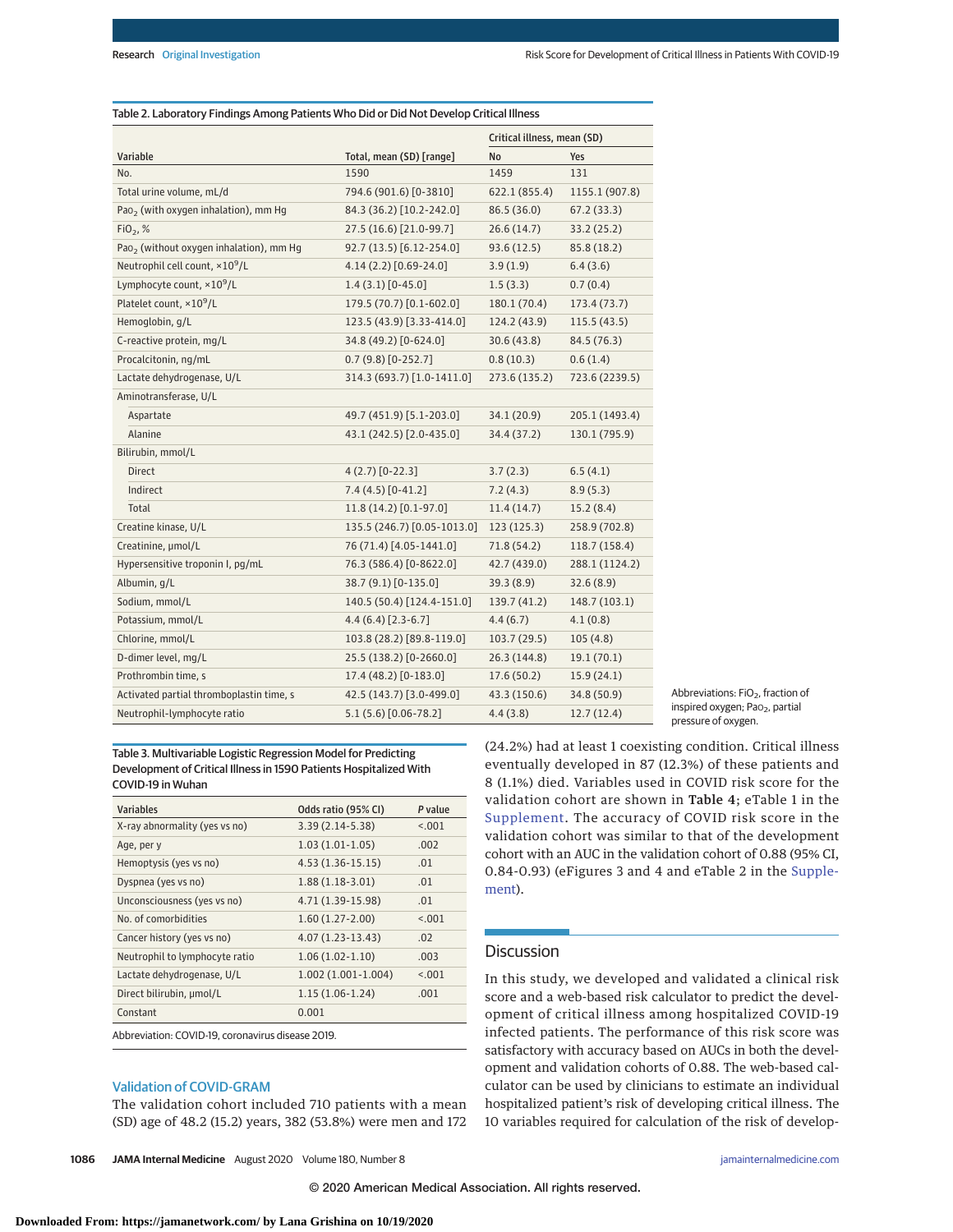Table 2. Laboratory Findings Among Patients Who Did or Did Not Develop Critical Illness

| Variable | Total, mean (SD) [range] | Critical illness, mean (SD) | |
|---|---|---|---|
| | | No | Yes |
| No. | 1590 | 1459 | 131 |
| Total urine volume, mL/d | 794.6 (901.6) [0-3810] | 622.1 (855.4) | 1155.1 (907.8) |
| $Pao_2$ (with oxygen inhalation), mm Hg | 84.3 (36.2) [10.2-242.0] | 86.5 (36.0) | 67.2 (33.3) |
| $FiO_2$, % | 27.5 (16.6) [21.0-99.7] | 26.6 (14.7) | 33.2 (25.2) |
| $Pao_2$ (without oxygen inhalation), mm Hg | 92.7 (13.5) [6.12-254.0] | 93.6 (12.5) | 85.8 (18.2) |
| Neutrophil cell count, $\times 10^9$/L | 4.14 (2.2) [0.69-24.0] | 3.9 (1.9) | 6.4 (3.6) |
| Lymphocyte count, $\times 10^9$/L | 1.4 (3.1) [0-45.0] | 1.5 (3.3) | 0.7 (0.4) |
| Platelet count, $\times 10^9$/L | 179.5 (70.7) [0.1-602.0] | 180.1 (70.4) | 173.4 (73.7) |
| Hemoglobin, g/L | 123.5 (43.9) [3.33-414.0] | 124.2 (43.9) | 115.5 (43.5) |
| C-reactive protein, mg/L | 34.8 (49.2) [0-624.0] | 30.6 (43.8) | 84.5 (76.3) |
| Procalcitonin, ng/mL | 0.7 (9.8) [0-252.7] | 0.8 (10.3) | 0.6 (1.4) |
| Lactate dehydrogenase, U/L | 314.3 (693.7) [1.0-1411.0] | 273.6 (135.2) | 723.6 (2239.5) |
| Aminotransferase, U/L | | | |
| Aspartate | 49.7 (451.9) [5.1-203.0] | 34.1 (20.9) | 205.1 (1493.4) |
| Alanine | 43.1 (242.5) [2.0-435.0] | 34.4 (37.2) | 130.1 (795.9) |
| Bilirubin, mmol/L | | | |
| Direct | 4 (2.7) [0-22.3] | 3.7 (2.3) | 6.5 (4.1) |
| Indirect | 7.4 (4.5) [0-41.2] | 7.2 (4.3) | 8.9 (5.3) |
| Total | 11.8 (14.2) [0.1-97.0] | 11.4 (14.7) | 15.2 (8.4) |
| Creatine kinase, U/L | 135.5 (246.7) [0.05-1013.0] | 123 (125.3) | 258.9 (702.8) |
| Creatinine, μmol/L | 76 (71.4) [4.05-1441.0] | 71.8 (54.2) | 118.7 (158.4) |
| Hypersensitive troponin I, pg/mL | 76.3 (586.4) [0-8622.0] | 42.7 (439.0) | 288.1 (1124.2) |
| Albumin, g/L | 38.7 (9.1) [0-135.0] | 39.3 (8.9) | 32.6 (8.9) |
| Sodium, mmol/L | 140.5 (50.4) [124.4-151.0] | 139.7 (41.2) | 148.7 (103.1) |
| Potassium, mmol/L | 4.4 (6.4) [2.3-6.7] | 4.4 (6.7) | 4.1 (0.8) |
| Chlorine, mmol/L | 103.8 (28.2) [89.8-119.0] | 103.7 (29.5) | 105 (4.8) |
| D-dimer level, mg/L | 25.5 (138.2) [0-2660.0] | 26.3 (144.8) | 19.1 (70.1) |
| Prothrombin time, s | 17.4 (48.2) [0-183.0] | 17.6 (50.2) | 15.9 (24.1) |
| Activated partial thromboplastin time, s | 42.5 (143.7) [3.0-499.0] | 43.3 (150.6) | 34.8 (50.9) |
| Neutrophil-lymphocyte ratio | 5.1 (5.6) [0.06-78.2] | 4.4 (3.8) | 12.7 (12.4) |

Abbreviations: $FiO_2$, fraction of inspired oxygen; $Pao_2$, partial pressure of oxygen.

Table 3. Multivariable Logistic Regression Model for Predicting Development of Critical Illness in 1590 Patients Hospitalized With COVID-19 in Wuhan

| Variables | Odds ratio (95% CI) | P value |
|---|---|---|
| X-ray abnormality (yes vs no) | 3.39 (2.14-5.38) | <.001 |
| Age, per y | 1.03 (1.01-1.05) | .002 |
| Hemoptysis (yes vs no) | 4.53 (1.36-15.15) | .01 |
| Dyspnea (yes vs no) | 1.88 (1.18-3.01) | .01 |
| Unconsciousness (yes vs no) | 4.71 (1.39-15.98) | .01 |
| No. of comorbidities | 1.60 (1.27-2.00) | <.001 |
| Cancer history (yes vs no) | 4.07 (1.23-13.43) | .02 |
| Neutrophil to lymphocyte ratio | 1.06 (1.02-1.10) | .003 |
| Lactate dehydrogenase, U/L | 1.002 (1.001-1.004) | <.001 |
| Direct bilirubin, μmol/L | 1.15 (1.06-1.24) | .001 |
| Constant | 0.001 | |

Abbreviation: COVID-19, coronavirus disease 2019.

### Validation of COVID-GRAM

The validation cohort included 710 patients with a mean (SD) age of 48.2 (15.2) years, 382 (53.8%) were men and 172 (24.2%) had at least 1 coexisting condition. Critical illness eventually developed in 87 (12.3%) of these patients and 8 (1.1%) died. Variables used in COVID risk score for the validation cohort are shown in **Table 4**; eTable 1 in the Supplement. The accuracy of COVID risk score in the validation cohort was similar to that of the development cohort with an AUC in the validation cohort of 0.88 (95% CI, 0.84-0.93) (eFigures 3 and 4 and eTable 2 in the Supplement).

## Discussion

In this study, we developed and validated a clinical risk score and a web-based risk calculator to predict the development of critical illness among hospitalized COVID-19 infected patients. The performance of this risk score was satisfactory with accuracy based on AUCs in both the development and validation cohorts of 0.88. The web-based calculator can be used by clinicians to estimate an individual hospitalized patient's risk of developing critical illness. The 10 variables required for calculation of the risk of develop-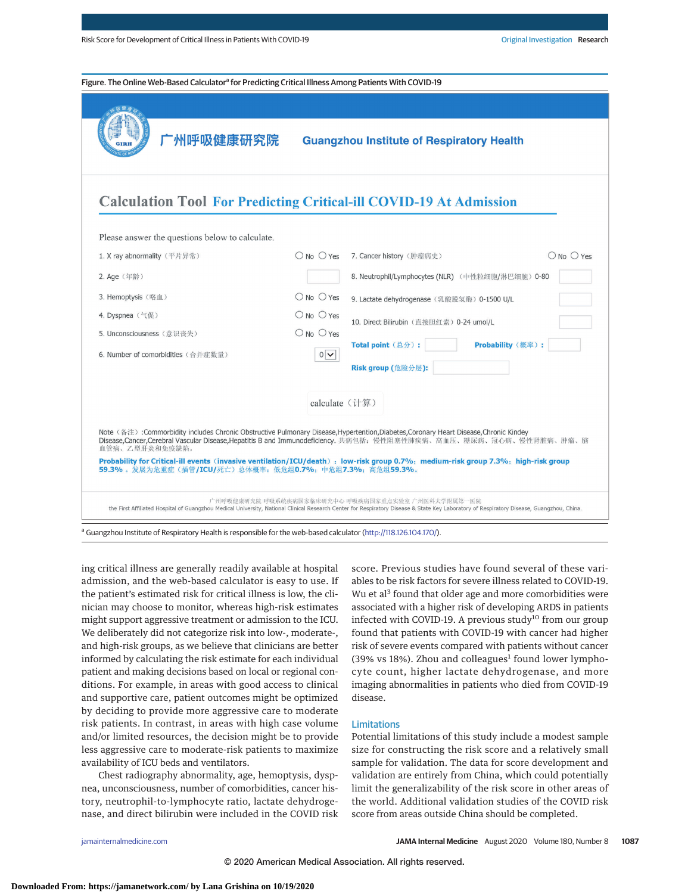Figure. The Online Web-Based Calculator[a] for Predicting Critical Illness Among Patients With COVID-19

广州呼吸健康研究院 Guangzhou Institute of Respiratory Health

Calculation Tool For Predicting Critical-ill COVID-19 At Admission

Please answer the questions below to calculate.

1. X ray abnormality（平片异常） No Yes
2. Age（年龄）
3. Hemoptysis（咯血） No Yes
4. Dyspnea（气促） No Yes
5. Unconsciousness（意识丧失） No Yes
6. Number of comorbidities（合并症数量） 0
7. Cancer history（肿瘤病史） No Yes
8. Neutrophil/Lymphocytes (NLR)（中性粒细胞/淋巴细胞）0-80
9. Lactate dehydrogenase（乳酸脱氢酶）0-1500 U/L
10. Direct Bilirubin（直接胆红素）0-24 umol/L

Total point（总分）: Probability（概率）:

Risk group (危险分层):

calculate（计算）

Note（备注）:Commorbidity includes Chronic Obstructive Pulmonary Disease,Hypertention,Diabetes,Coronary Heart Disease,Chronic Kindey Disease,Cancer,Cerebral Vascular Disease,Hepatitis B and Immunodeficiency. 共病包括：慢性阻塞性肺疾病、高血压、糖尿病、冠心病、慢性肾脏病、肿瘤、脑血管病、乙型肝炎和免疫缺陷。

Probability for Critical-ill events（invasive ventilation/ICU/death）: low-risk group 0.7%; medium-risk group 7.3%; high-risk group 59.3%。发展为危重症（插管/ICU/死亡）总体概率：低危组0.7%；中危组7.3%；高危组59.3%。

广州呼吸健康研究院 呼吸系统疾病国家临床研究中心 呼吸疾病国家重点实验室 广州医科大学附属第一医院
the First Affiliated Hospital of Guangzhou Medical University, National Clinical Research Center for Respiratory Disease & State Key Laboratory of Respiratory Disease, Guangzhou, China.

[a] Guangzhou Institute of Respiratory Health is responsible for the web-based calculator (http://118.126.104.170/).

ing critical illness are generally readily available at hospital admission, and the web-based calculator is easy to use. If the patient's estimated risk for critical illness is low, the clinician may choose to monitor, whereas high-risk estimates might support aggressive treatment or admission to the ICU. We deliberately did not categorize risk into low-, moderate-, and high-risk groups, as we believe that clinicians are better informed by calculating the risk estimate for each individual patient and making decisions based on local or regional conditions. For example, in areas with good access to clinical and supportive care, patient outcomes might be optimized by deciding to provide more aggressive care to moderate risk patients. In contrast, in areas with high case volume and/or limited resources, the decision might be to provide less aggressive care to moderate-risk patients to maximize availability of ICU beds and ventilators.

Chest radiography abnormality, age, hemoptysis, dyspnea, unconsciousness, number of comorbidities, cancer history, neutrophil-to-lymphocyte ratio, lactate dehydrogenase, and direct bilirubin were included in the COVID risk score. Previous studies have found several of these variables to be risk factors for severe illness related to COVID-19. Wu et al[3] found that older age and more comorbidities were associated with a higher risk of developing ARDS in patients infected with COVID-19. A previous study[10] from our group found that patients with COVID-19 with cancer had higher risk of severe events compared with patients without cancer (39% vs 18%). Zhou and colleagues[1] found lower lymphocyte count, higher lactate dehydrogenase, and more imaging abnormalities in patients who died from COVID-19 disease.

## Limitations

Potential limitations of this study include a modest sample size for constructing the risk score and a relatively small sample for validation. The data for score development and validation are entirely from China, which could potentially limit the generalizability of the risk score in other areas of the world. Additional validation studies of the COVID risk score from areas outside China should be completed.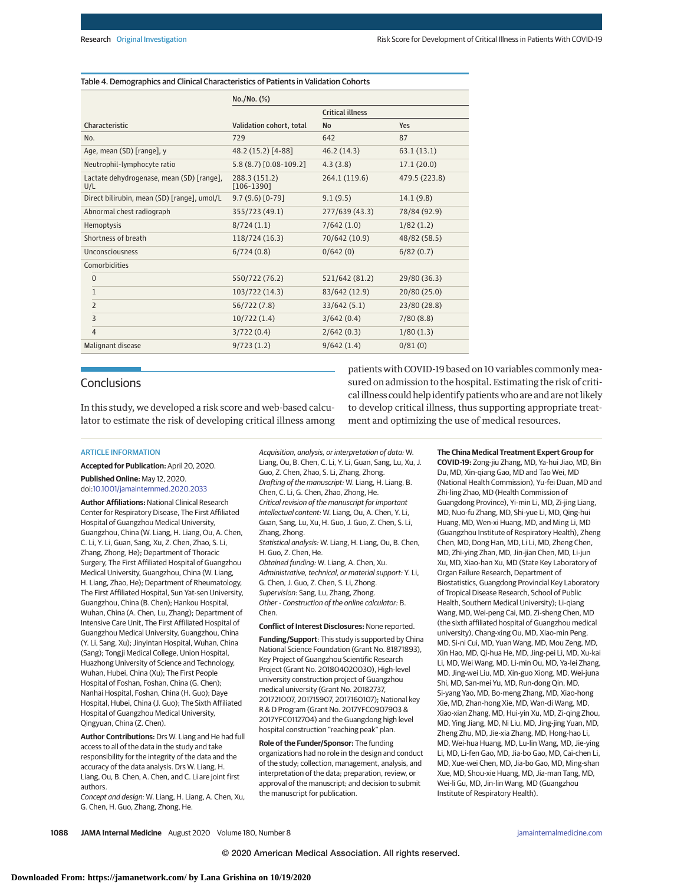Table 4. Demographics and Clinical Characteristics of Patients in Validation Cohorts

| Characteristic | No./No. (%) | | |
|---|---|---|---|
| | Validation cohort, total | Critical illness | |
| | | No | Yes |
| No. | 729 | 642 | 87 |
| Age, mean (SD) [range], y | 48.2 (15.2) [4-88] | 46.2 (14.3) | 63.1 (13.1) |
| Neutrophil-lymphocyte ratio | 5.8 (8.7) [0.08-109.2] | 4.3 (3.8) | 17.1 (20.0) |
| Lactate dehydrogenase, mean (SD) [range], U/L | 288.3 (151.2) [106-1390] | 264.1 (119.6) | 479.5 (223.8) |
| Direct bilirubin, mean (SD) [range], umol/L | 9.7 (9.6) [0-79] | 9.1 (9.5) | 14.1 (9.8) |
| Abnormal chest radiograph | 355/723 (49.1) | 277/639 (43.3) | 78/84 (92.9) |
| Hemoptysis | 8/724 (1.1) | 7/642 (1.0) | 1/82 (1.2) |
| Shortness of breath | 118/724 (16.3) | 70/642 (10.9) | 48/82 (58.5) |
| Unconsciousness | 6/724 (0.8) | 0/642 (0) | 6/82 (0.7) |
| Comorbidities | | | |
| 0 | 550/722 (76.2) | 521/642 (81.2) | 29/80 (36.3) |
| 1 | 103/722 (14.3) | 83/642 (12.9) | 20/80 (25.0) |
| 2 | 56/722 (7.8) | 33/642 (5.1) | 23/80 (28.8) |
| 3 | 10/722 (1.4) | 3/642 (0.4) | 7/80 (8.8) |
| 4 | 3/722 (0.4) | 2/642 (0.3) | 1/80 (1.3) |
| Malignant disease | 9/723 (1.2) | 9/642 (1.4) | 0/81 (0) |

## Conclusions

In this study, we developed a risk score and web-based calculator to estimate the risk of developing critical illness among patients with COVID-19 based on 10 variables commonly measured on admission to the hospital. Estimating the risk of critical illness could help identify patients who are and are not likely to develop critical illness, thus supporting appropriate treatment and optimizing the use of medical resources.

ARTICLE INFORMATION

**Accepted for Publication:** April 20, 2020.

**Published Online:** May 12, 2020. doi:10.1001/jamainternmed.2020.2033

**Author Affiliations:** National Clinical Research Center for Respiratory Disease, The First Affiliated Hospital of Guangzhou Medical University, Guangzhou, China (W. Liang, H. Liang, Ou, A. Chen, C. Li, Y. Li, Guan, Sang, Xu, Z. Chen, Zhao, S. Li, Zhang, Zhong, He); Department of Thoracic Surgery, The First Affiliated Hospital of Guangzhou Medical University, Guangzhou, China (W. Liang, H. Liang, Zhao, He); Department of Rheumatology, The First Affiliated Hospital, Sun Yat-sen University, Guangzhou, China (B. Chen); Hankou Hospital, Wuhan, China (A. Chen, Lu, Zhang); Department of Intensive Care Unit, The First Affiliated Hospital of Guangzhou Medical University, Guangzhou, China (Y. Li, Sang, Xu); Jinyintan Hospital, Wuhan, China (Sang); Tongji Medical College, Union Hospital, Huazhong University of Science and Technology, Wuhan, Hubei, China (Xu); The First People Hospital of Foshan, Foshan, China (G. Chen); Nanhai Hospital, Foshan, China (H. Guo); Daye Hospital, Hubei, China (J. Guo); The Sixth Affiliated Hospital of Guangzhou Medical University, Qingyuan, China (Z. Chen).

**Author Contributions:** Drs W. Liang and He had full access to all of the data in the study and take responsibility for the integrity of the data and the accuracy of the data analysis. Drs W. Liang, H. Liang, Ou, B. Chen, A. Chen, and C. Li are joint first authors.

*Concept and design:* W. Liang, H. Liang, A. Chen, Xu, G. Chen, H. Guo, Zhang, Zhong, He.

*Acquisition, analysis, or interpretation of data:* W. Liang, Ou, B. Chen, C. Li, Y. Li, Guan, Sang, Lu, Xu, J. Guo, Z. Chen, Zhao, S. Li, Zhang, Zhong.

*Drafting of the manuscript:* W. Liang, H. Liang, B. Chen, C. Li, G. Chen, Zhao, Zhong, He.

*Critical revision of the manuscript for important intellectual content:* W. Liang, Ou, A. Chen, Y. Li, Guan, Sang, Lu, Xu, H. Guo, J. Guo, Z. Chen, S. Li, Zhang, Zhong.

*Statistical analysis:* W. Liang, H. Liang, Ou, B. Chen, H. Guo, Z. Chen, He.

*Obtained funding:* W. Liang, A. Chen, Xu.

*Administrative, technical, or material support:* Y. Li, G. Chen, J. Guo, Z. Chen, S. Li, Zhong.

*Supervision:* Sang, Lu, Zhang, Zhong.

*Other - Construction of the online calculator:* B. Chen.

**Conflict of Interest Disclosures:** None reported.

**Funding/Support**: This study is supported by China National Science Foundation (Grant No. 81871893), Key Project of Guangzhou Scientific Research Project (Grant No. 201804020030), High-level university construction project of Guangzhou medical university (Grant No. 20182737, 201721007, 201715907, 2017160107); National key R & D Program (Grant No. 2017YFC0907903 & 2017YFC0112704) and the Guangdong high level hospital construction "reaching peak" plan.

**Role of the Funder/Sponsor:** The funding organizations had no role in the design and conduct of the study; collection, management, analysis, and interpretation of the data; preparation, review, or approval of the manuscript; and decision to submit the manuscript for publication.

**The China Medical Treatment Expert Group for COVID-19:** Zong-jiu Zhang, MD, Ya-hui Jiao, MD, Bin Du, MD, Xin-qiang Gao, MD and Tao Wei, MD (National Health Commission), Yu-fei Duan, MD and Zhi-ling Zhao, MD (Health Commission of Guangdong Province), Yi-min Li, MD, Zi-jing Liang, MD, Nuo-fu Zhang, MD, Shi-yue Li, MD, Qing-hui Huang, MD, Wen-xi Huang, MD, and Ming Li, MD (Guangzhou Institute of Respiratory Health), Zheng Chen, MD, Dong Han, MD, Li Li, MD, Zheng Chen, MD, Zhi-ying Zhan, MD, Jin-jian Chen, MD, Li-jun Xu, MD, Xiao-han Xu, MD (State Key Laboratory of Organ Failure Research, Department of Biostatistics, Guangdong Provincial Key Laboratory of Tropical Disease Research, School of Public Health, Southern Medical University); Li-qiang Wang, MD, Wei-peng Cai, MD, Zi-sheng Chen, MD (the sixth affiliated hospital of Guangzhou medical university), Chang-xing Ou, MD, Xiao-min Peng, MD, Si-ni Cui, MD, Yuan Wang, MD, Mou Zeng, MD, Xin Hao, MD, Qi-hua He, MD, Jing-pei Li, MD, Xu-kai Li, MD, Wei Wang, MD, Li-min Ou, MD, Ya-lei Zhang, MD, Jing-wei Liu, MD, Xin-guo Xiong, MD, Wei-juna Shi, MD, San-mei Yu, MD, Run-dong Qin, MD, Si-yang Yao, MD, Bo-meng Zhang, MD, Xiao-hong Xie, MD, Zhan-hong Xie, MD, Wan-di Wang, MD, Xiao-xian Zhang, MD, Hui-yin Xu, MD, Zi-qing Zhou, MD, Ying Jiang, MD, Ni Liu, MD, Jing-jing Yuan, MD, Zheng Zhu, MD, Jie-xia Zhang, MD, Hong-hao Li, MD, Wei-hua Huang, MD, Lu-lin Wang, MD, Jie-ying Li, MD, Li-fen Gao, MD, Jia-bo Gao, MD, Cai-chen Li, MD, Xue-wei Chen, MD, Jia-bo Gao, MD, Ming-shan Xue, MD, Shou-xie Huang, MD, Jia-man Tang, MD, Wei-li Gu, MD, Jin-lin Wang, MD (Guangzhou Institute of Respiratory Health).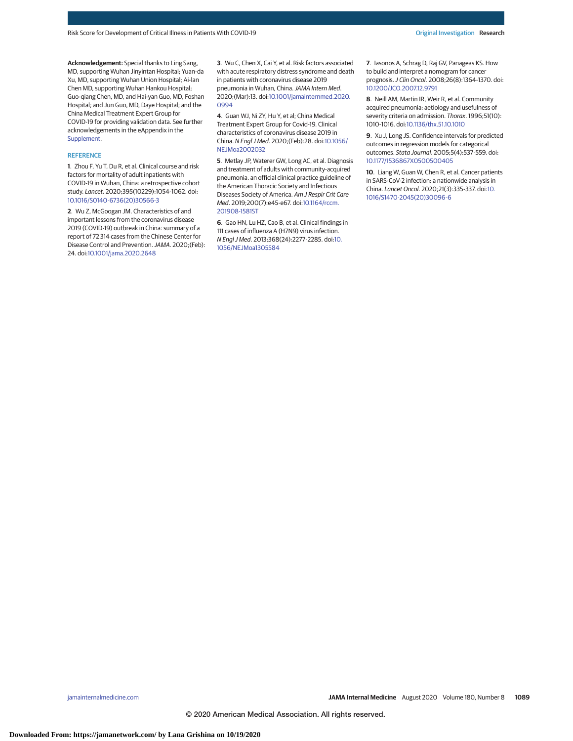**Acknowledgement:** Special thanks to Ling Sang, MD, supporting Wuhan Jinyintan Hospital; Yuan-da Xu, MD, supporting Wuhan Union Hospital; Ai-lan Chen MD, supporting Wuhan Hankou Hospital; Guo-qiang Chen, MD, and Hai-yan Guo, MD, Foshan Hospital; and Jun Guo, MD, Daye Hospital; and the China Medical Treatment Expert Group for COVID-19 for providing validation data. See further acknowledgements in the eAppendix in the Supplement.

## REFERENCE

1. Zhou F, Yu T, Du R, et al. Clinical course and risk factors for mortality of adult inpatients with COVID-19 in Wuhan, China: a retrospective cohort study. *Lancet*. 2020;395(10229):1054-1062. doi:10.1016/S0140-6736(20)30566-3

2. Wu Z, McGoogan JM. Characteristics of and important lessons from the coronavirus disease 2019 (COVID-19) outbreak in China: summary of a report of 72 314 cases from the Chinese Center for Disease Control and Prevention. *JAMA*. 2020;(Feb):24. doi:10.1001/jama.2020.2648

3. Wu C, Chen X, Cai Y, et al. Risk factors associated with acute respiratory distress syndrome and death in patients with coronavirus disease 2019 pneumonia in Wuhan, China. *JAMA Intern Med*. 2020;(Mar):13. doi:10.1001/jamainternmed.2020.0994

4. Guan WJ, Ni ZY, Hu Y, et al; China Medical Treatment Expert Group for Covid-19. Clinical characteristics of coronavirus disease 2019 in China. *N Engl J Med*. 2020;(Feb):28. doi:10.1056/NEJMoa2002032

5. Metlay JP, Waterer GW, Long AC, et al. Diagnosis and treatment of adults with community-acquired pneumonia. an official clinical practice guideline of the American Thoracic Society and Infectious Diseases Society of America. *Am J Respir Crit Care Med*. 2019;200(7):e45-e67. doi:10.1164/rccm.201908-1581ST

6. Gao HN, Lu HZ, Cao B, et al. Clinical findings in 111 cases of influenza A (H7N9) virus infection. *N Engl J Med*. 2013;368(24):2277-2285. doi:10.1056/NEJMoa1305584

7. Iasonos A, Schrag D, Raj GV, Panageas KS. How to build and interpret a nomogram for cancer prognosis. *J Clin Oncol*. 2008;26(8):1364-1370. doi:10.1200/JCO.2007.12.9791

8. Neill AM, Martin IR, Weir R, et al. Community acquired pneumonia: aetiology and usefulness of severity criteria on admission. *Thorax*. 1996;51(10):1010-1016. doi:10.1136/thx.51.10.1010

9. Xu J, Long JS. Confidence intervals for predicted outcomes in regression models for categorical outcomes. *Stata Journal*. 2005;5(4):537-559. doi:10.1177/1536867X0500500405

10. Liang W, Guan W, Chen R, et al. Cancer patients in SARS-CoV-2 infection: a nationwide analysis in China. *Lancet Oncol*. 2020;21(3):335-337. doi:10.1016/S1470-2045(20)30096-6